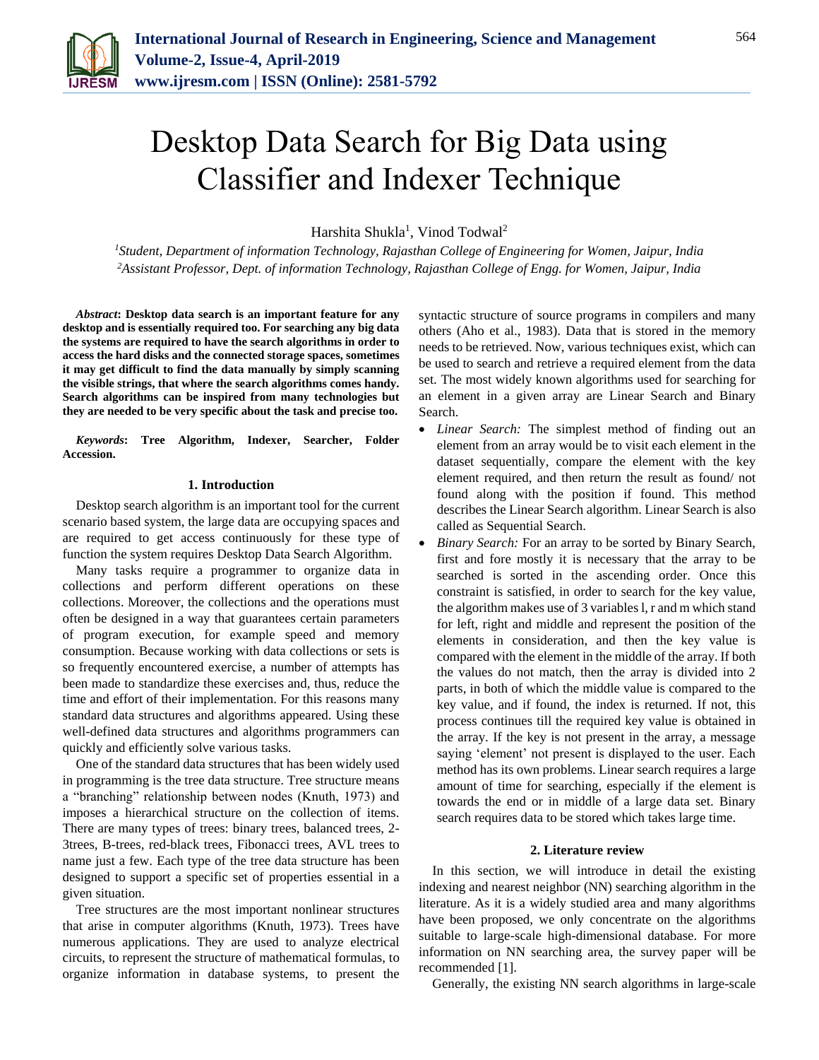# Desktop Data Search for Big Data using Classifier and Indexer Technique

Harshita Shukla[1], Vinod Todwal[2]

[1]*Student, Department of information Technology, Rajasthan College of Engineering for Women, Jaipur, India*
[2]*Assistant Professor, Dept. of information Technology, Rajasthan College of Engg. for Women, Jaipur, India*

***Abstract*: Desktop data search is an important feature for any desktop and is essentially required too. For searching any big data the systems are required to have the search algorithms in order to access the hard disks and the connected storage spaces, sometimes it may get difficult to find the data manually by simply scanning the visible strings, that where the search algorithms comes handy. Search algorithms can be inspired from many technologies but they are needed to be very specific about the task and precise too.**

***Keywords*: Tree Algorithm, Indexer, Searcher, Folder Accession.**

## 1. Introduction

Desktop search algorithm is an important tool for the current scenario based system, the large data are occupying spaces and are required to get access continuously for these type of function the system requires Desktop Data Search Algorithm.

Many tasks require a programmer to organize data in collections and perform different operations on these collections. Moreover, the collections and the operations must often be designed in a way that guarantees certain parameters of program execution, for example speed and memory consumption. Because working with data collections or sets is so frequently encountered exercise, a number of attempts has been made to standardize these exercises and, thus, reduce the time and effort of their implementation. For this reasons many standard data structures and algorithms appeared. Using these well-defined data structures and algorithms programmers can quickly and efficiently solve various tasks.

One of the standard data structures that has been widely used in programming is the tree data structure. Tree structure means a "branching" relationship between nodes (Knuth, 1973) and imposes a hierarchical structure on the collection of items. There are many types of trees: binary trees, balanced trees, 2-3trees, B-trees, red-black trees, Fibonacci trees, AVL trees to name just a few. Each type of the tree data structure has been designed to support a specific set of properties essential in a given situation.

Tree structures are the most important nonlinear structures that arise in computer algorithms (Knuth, 1973). Trees have numerous applications. They are used to analyze electrical circuits, to represent the structure of mathematical formulas, to organize information in database systems, to present the syntactic structure of source programs in compilers and many others (Aho et al., 1983). Data that is stored in the memory needs to be retrieved. Now, various techniques exist, which can be used to search and retrieve a required element from the data set. The most widely known algorithms used for searching for an element in a given array are Linear Search and Binary Search.

- *Linear Search:* The simplest method of finding out an element from an array would be to visit each element in the dataset sequentially, compare the element with the key element required, and then return the result as found/ not found along with the position if found. This method describes the Linear Search algorithm. Linear Search is also called as Sequential Search.
- *Binary Search:* For an array to be sorted by Binary Search, first and fore mostly it is necessary that the array to be searched is sorted in the ascending order. Once this constraint is satisfied, in order to search for the key value, the algorithm makes use of 3 variables l, r and m which stand for left, right and middle and represent the position of the elements in consideration, and then the key value is compared with the element in the middle of the array. If both the values do not match, then the array is divided into 2 parts, in both of which the middle value is compared to the key value, and if found, the index is returned. If not, this process continues till the required key value is obtained in the array. If the key is not present in the array, a message saying 'element' not present is displayed to the user. Each method has its own problems. Linear search requires a large amount of time for searching, especially if the element is towards the end or in middle of a large data set. Binary search requires data to be stored which takes large time.

## 2. Literature review

In this section, we will introduce in detail the existing indexing and nearest neighbor (NN) searching algorithm in the literature. As it is a widely studied area and many algorithms have been proposed, we only concentrate on the algorithms suitable to large-scale high-dimensional database. For more information on NN searching area, the survey paper will be recommended [1].

Generally, the existing NN search algorithms in large-scale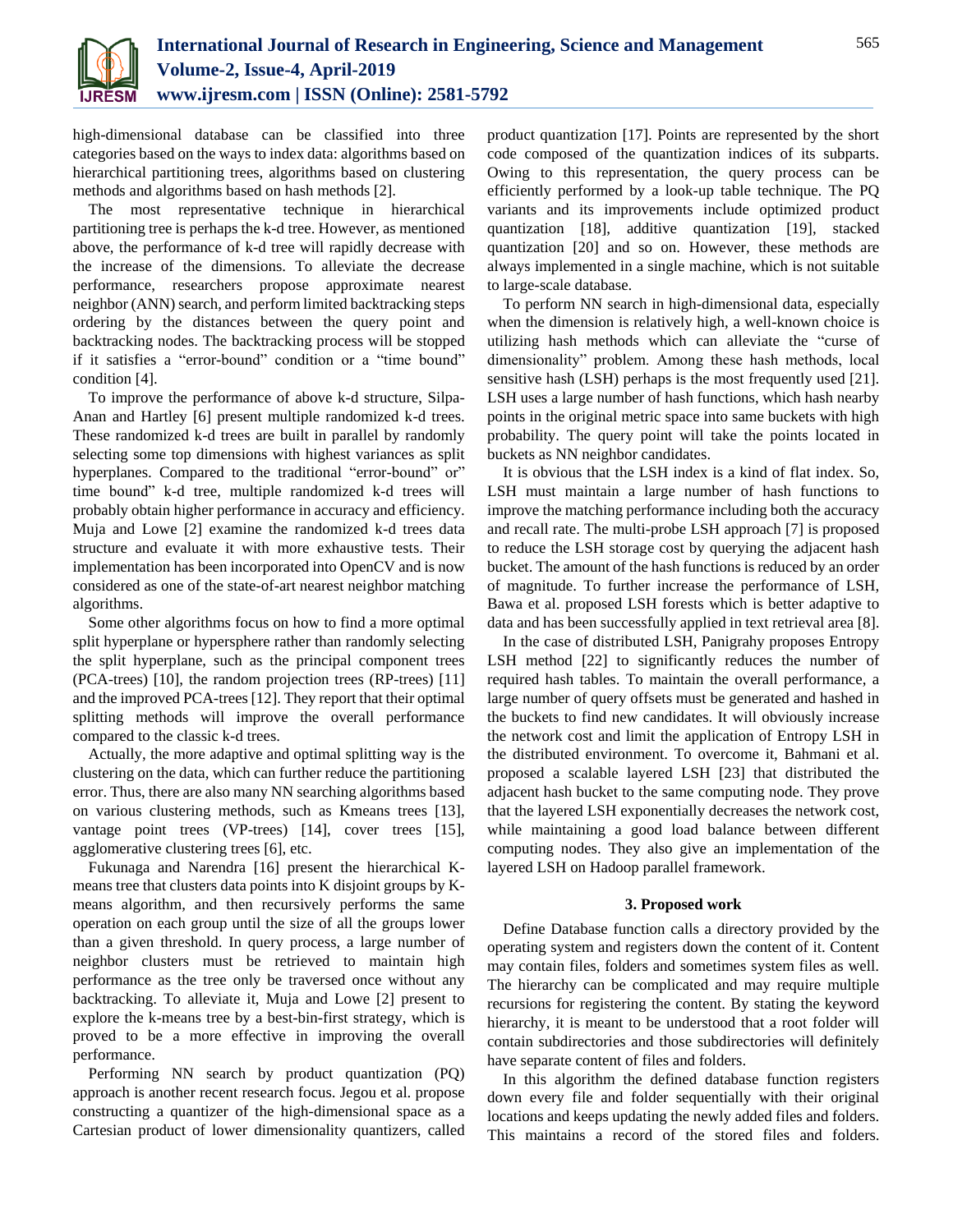high-dimensional database can be classified into three categories based on the ways to index data: algorithms based on hierarchical partitioning trees, algorithms based on clustering methods and algorithms based on hash methods [2].

The most representative technique in hierarchical partitioning tree is perhaps the k-d tree. However, as mentioned above, the performance of k-d tree will rapidly decrease with the increase of the dimensions. To alleviate the decrease performance, researchers propose approximate nearest neighbor (ANN) search, and perform limited backtracking steps ordering by the distances between the query point and backtracking nodes. The backtracking process will be stopped if it satisfies a "error-bound" condition or a "time bound" condition [4].

To improve the performance of above k-d structure, Silpa-Anan and Hartley [6] present multiple randomized k-d trees. These randomized k-d trees are built in parallel by randomly selecting some top dimensions with highest variances as split hyperplanes. Compared to the traditional "error-bound" or" time bound" k-d tree, multiple randomized k-d trees will probably obtain higher performance in accuracy and efficiency. Muja and Lowe [2] examine the randomized k-d trees data structure and evaluate it with more exhaustive tests. Their implementation has been incorporated into OpenCV and is now considered as one of the state-of-art nearest neighbor matching algorithms.

Some other algorithms focus on how to find a more optimal split hyperplane or hypersphere rather than randomly selecting the split hyperplane, such as the principal component trees (PCA-trees) [10], the random projection trees (RP-trees) [11] and the improved PCA-trees [12]. They report that their optimal splitting methods will improve the overall performance compared to the classic k-d trees.

Actually, the more adaptive and optimal splitting way is the clustering on the data, which can further reduce the partitioning error. Thus, there are also many NN searching algorithms based on various clustering methods, such as Kmeans trees [13], vantage point trees (VP-trees) [14], cover trees [15], agglomerative clustering trees [6], etc.

Fukunaga and Narendra [16] present the hierarchical K-means tree that clusters data points into K disjoint groups by K-means algorithm, and then recursively performs the same operation on each group until the size of all the groups lower than a given threshold. In query process, a large number of neighbor clusters must be retrieved to maintain high performance as the tree only be traversed once without any backtracking. To alleviate it, Muja and Lowe [2] present to explore the k-means tree by a best-bin-first strategy, which is proved to be a more effective in improving the overall performance.

Performing NN search by product quantization (PQ) approach is another recent research focus. Jegou et al. propose constructing a quantizer of the high-dimensional space as a Cartesian product of lower dimensionality quantizers, called product quantization [17]. Points are represented by the short code composed of the quantization indices of its subparts. Owing to this representation, the query process can be efficiently performed by a look-up table technique. The PQ variants and its improvements include optimized product quantization [18], additive quantization [19], stacked quantization [20] and so on. However, these methods are always implemented in a single machine, which is not suitable to large-scale database.

To perform NN search in high-dimensional data, especially when the dimension is relatively high, a well-known choice is utilizing hash methods which can alleviate the "curse of dimensionality" problem. Among these hash methods, local sensitive hash (LSH) perhaps is the most frequently used [21]. LSH uses a large number of hash functions, which hash nearby points in the original metric space into same buckets with high probability. The query point will take the points located in buckets as NN neighbor candidates.

It is obvious that the LSH index is a kind of flat index. So, LSH must maintain a large number of hash functions to improve the matching performance including both the accuracy and recall rate. The multi-probe LSH approach [7] is proposed to reduce the LSH storage cost by querying the adjacent hash bucket. The amount of the hash functions is reduced by an order of magnitude. To further increase the performance of LSH, Bawa et al. proposed LSH forests which is better adaptive to data and has been successfully applied in text retrieval area [8].

In the case of distributed LSH, Panigrahy proposes Entropy LSH method [22] to significantly reduces the number of required hash tables. To maintain the overall performance, a large number of query offsets must be generated and hashed in the buckets to find new candidates. It will obviously increase the network cost and limit the application of Entropy LSH in the distributed environment. To overcome it, Bahmani et al. proposed a scalable layered LSH [23] that distributed the adjacent hash bucket to the same computing node. They prove that the layered LSH exponentially decreases the network cost, while maintaining a good load balance between different computing nodes. They also give an implementation of the layered LSH on Hadoop parallel framework.

## 3. Proposed work

Define Database function calls a directory provided by the operating system and registers down the content of it. Content may contain files, folders and sometimes system files as well. The hierarchy can be complicated and may require multiple recursions for registering the content. By stating the keyword hierarchy, it is meant to be understood that a root folder will contain subdirectories and those subdirectories will definitely have separate content of files and folders.

In this algorithm the defined database function registers down every file and folder sequentially with their original locations and keeps updating the newly added files and folders. This maintains a record of the stored files and folders.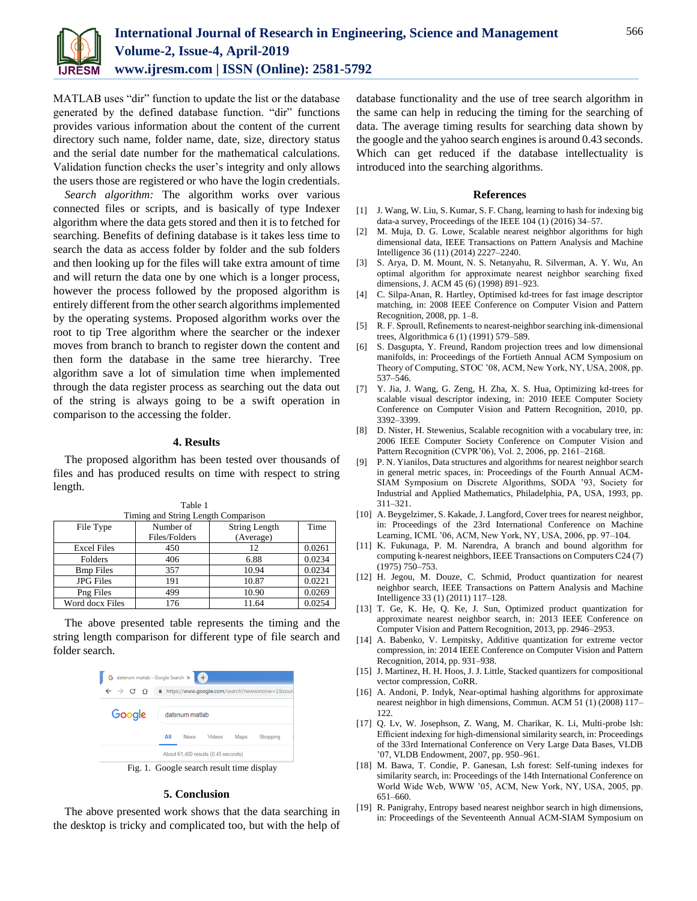MATLAB uses "dir" function to update the list or the database generated by the defined database function. "dir" functions provides various information about the content of the current directory such name, folder name, date, size, directory status and the serial date number for the mathematical calculations. Validation function checks the user's integrity and only allows the users those are registered or who have the login credentials.

*Search algorithm:* The algorithm works over various connected files or scripts, and is basically of type Indexer algorithm where the data gets stored and then it is to fetched for searching. Benefits of defining database is it takes less time to search the data as access folder by folder and the sub folders and then looking up for the files will take extra amount of time and will return the data one by one which is a longer process, however the process followed by the proposed algorithm is entirely different from the other search algorithms implemented by the operating systems. Proposed algorithm works over the root to tip Tree algorithm where the searcher or the indexer moves from branch to branch to register down the content and then form the database in the same tree hierarchy. Tree algorithm save a lot of simulation time when implemented through the data register process as searching out the data out of the string is always going to be a swift operation in comparison to the accessing the folder.

## 4. Results

The proposed algorithm has been tested over thousands of files and has produced results on time with respect to string length.

Table 1
Timing and String Length Comparison

| File Type | Number of Files/Folders | String Length (Average) | Time |
|---|---|---|---|
| Excel Files | 450 | 12 | 0.0261 |
| Folders | 406 | 6.88 | 0.0234 |
| Bmp Files | 357 | 10.94 | 0.0234 |
| JPG Files | 191 | 10.87 | 0.0221 |
| Png Files | 499 | 10.90 | 0.0269 |
| Word docx Files | 176 | 11.64 | 0.0254 |

The above presented table represents the timing and the string length comparison for different type of file search and folder search.

G datenum matlab - Google Search
https://www.google.com/search?newwindow=1&sour
Google
datenum matlab
All News Videos Maps Shopping
About 61,400 results (0.43 seconds)

Fig. 1. Google search result time display

## 5. Conclusion

The above presented work shows that the data searching in the desktop is tricky and complicated too, but with the help of database functionality and the use of tree search algorithm in the same can help in reducing the timing for the searching of data. The average timing results for searching data shown by the google and the yahoo search engines is around 0.43 seconds. Which can get reduced if the database intellectuality is introduced into the searching algorithms.

## References

[1] J. Wang, W. Liu, S. Kumar, S. F. Chang, learning to hash for indexing big data-a survey, Proceedings of the IEEE 104 (1) (2016) 34–57.

[2] M. Muja, D. G. Lowe, Scalable nearest neighbor algorithms for high dimensional data, IEEE Transactions on Pattern Analysis and Machine Intelligence 36 (11) (2014) 2227–2240.

[3] S. Arya, D. M. Mount, N. S. Netanyahu, R. Silverman, A. Y. Wu, An optimal algorithm for approximate nearest neighbor searching fixed dimensions, J. ACM 45 (6) (1998) 891–923.

[4] C. Silpa-Anan, R. Hartley, Optimised kd-trees for fast image descriptor matching, in: 2008 IEEE Conference on Computer Vision and Pattern Recognition, 2008, pp. 1–8.

[5] R. F. Sproull, Refinements to nearest-neighbor searching ink-dimensional trees, Algorithmica 6 (1) (1991) 579–589.

[6] S. Dasgupta, Y. Freund, Random projection trees and low dimensional manifolds, in: Proceedings of the Fortieth Annual ACM Symposium on Theory of Computing, STOC '08, ACM, New York, NY, USA, 2008, pp. 537–546.

[7] Y. Jia, J. Wang, G. Zeng, H. Zha, X. S. Hua, Optimizing kd-trees for scalable visual descriptor indexing, in: 2010 IEEE Computer Society Conference on Computer Vision and Pattern Recognition, 2010, pp. 3392–3399.

[8] D. Nister, H. Stewenius, Scalable recognition with a vocabulary tree, in: 2006 IEEE Computer Society Conference on Computer Vision and Pattern Recognition (CVPR'06), Vol. 2, 2006, pp. 2161–2168.

[9] P. N. Yianilos, Data structures and algorithms for nearest neighbor search in general metric spaces, in: Proceedings of the Fourth Annual ACM-SIAM Symposium on Discrete Algorithms, SODA '93, Society for Industrial and Applied Mathematics, Philadelphia, PA, USA, 1993, pp. 311–321.

[10] A. Beygelzimer, S. Kakade, J. Langford, Cover trees for nearest neighbor, in: Proceedings of the 23rd International Conference on Machine Learning, ICML '06, ACM, New York, NY, USA, 2006, pp. 97–104.

[11] K. Fukunaga, P. M. Narendra, A branch and bound algorithm for computing k-nearest neighbors, IEEE Transactions on Computers C24 (7) (1975) 750–753.

[12] H. Jegou, M. Douze, C. Schmid, Product quantization for nearest neighbor search, IEEE Transactions on Pattern Analysis and Machine Intelligence 33 (1) (2011) 117–128.

[13] T. Ge, K. He, Q. Ke, J. Sun, Optimized product quantization for approximate nearest neighbor search, in: 2013 IEEE Conference on Computer Vision and Pattern Recognition, 2013, pp. 2946–2953.

[14] A. Babenko, V. Lempitsky, Additive quantization for extreme vector compression, in: 2014 IEEE Conference on Computer Vision and Pattern Recognition, 2014, pp. 931–938.

[15] J. Martinez, H. H. Hoos, J. J. Little, Stacked quantizers for compositional vector compression, CoRR.

[16] A. Andoni, P. Indyk, Near-optimal hashing algorithms for approximate nearest neighbor in high dimensions, Commun. ACM 51 (1) (2008) 117–122.

[17] Q. Lv, W. Josephson, Z. Wang, M. Charikar, K. Li, Multi-probe lsh: Efficient indexing for high-dimensional similarity search, in: Proceedings of the 33rd International Conference on Very Large Data Bases, VLDB '07, VLDB Endowment, 2007, pp. 950–961.

[18] M. Bawa, T. Condie, P. Ganesan, Lsh forest: Self-tuning indexes for similarity search, in: Proceedings of the 14th International Conference on World Wide Web, WWW '05, ACM, New York, NY, USA, 2005, pp. 651–660.

[19] R. Panigrahy, Entropy based nearest neighbor search in high dimensions, in: Proceedings of the Seventeenth Annual ACM-SIAM Symposium on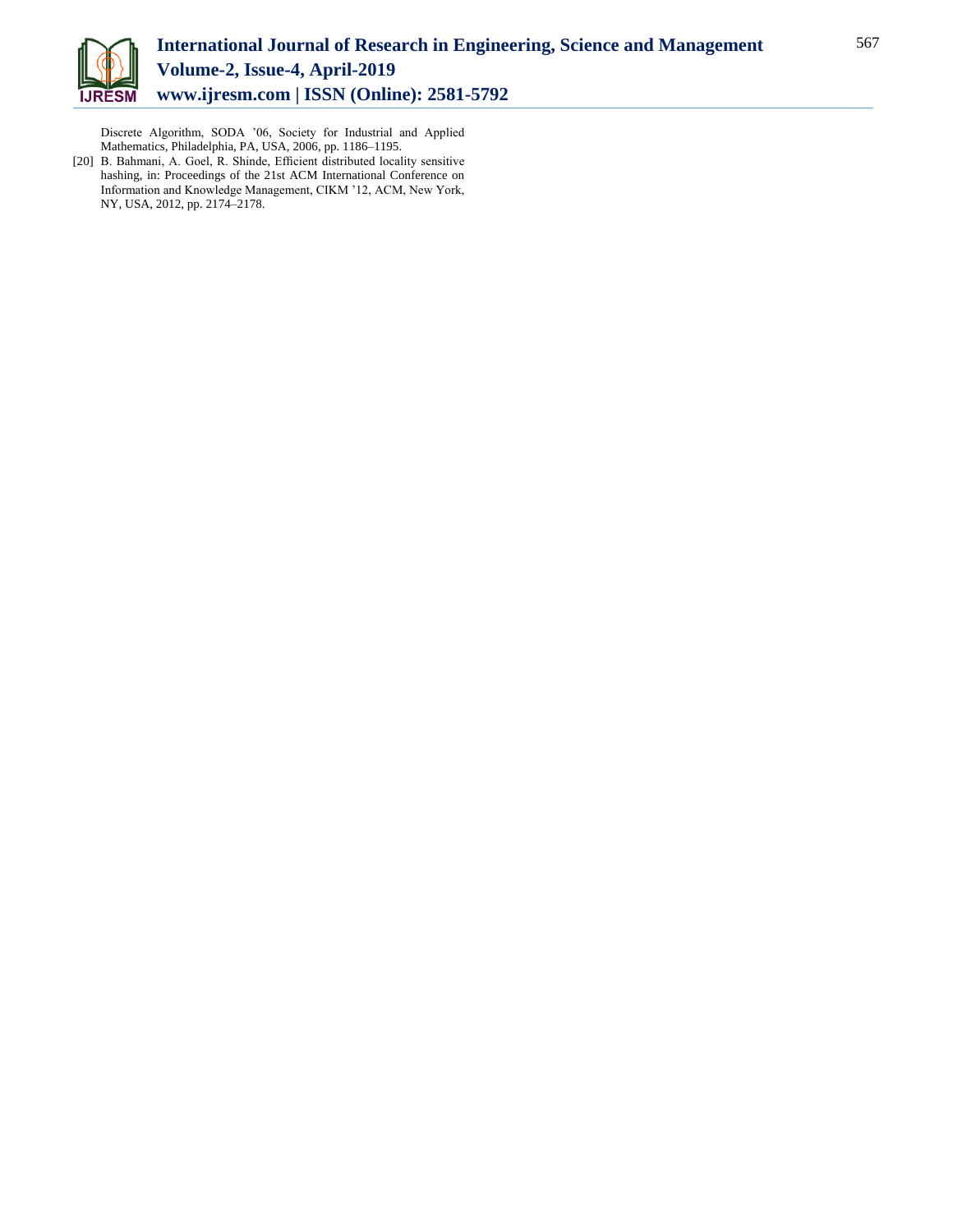Discrete Algorithm, SODA '06, Society for Industrial and Applied Mathematics, Philadelphia, PA, USA, 2006, pp. 1186–1195.

[20] B. Bahmani, A. Goel, R. Shinde, Efficient distributed locality sensitive hashing, in: Proceedings of the 21st ACM International Conference on Information and Knowledge Management, CIKM '12, ACM, New York, NY, USA, 2012, pp. 2174–2178.